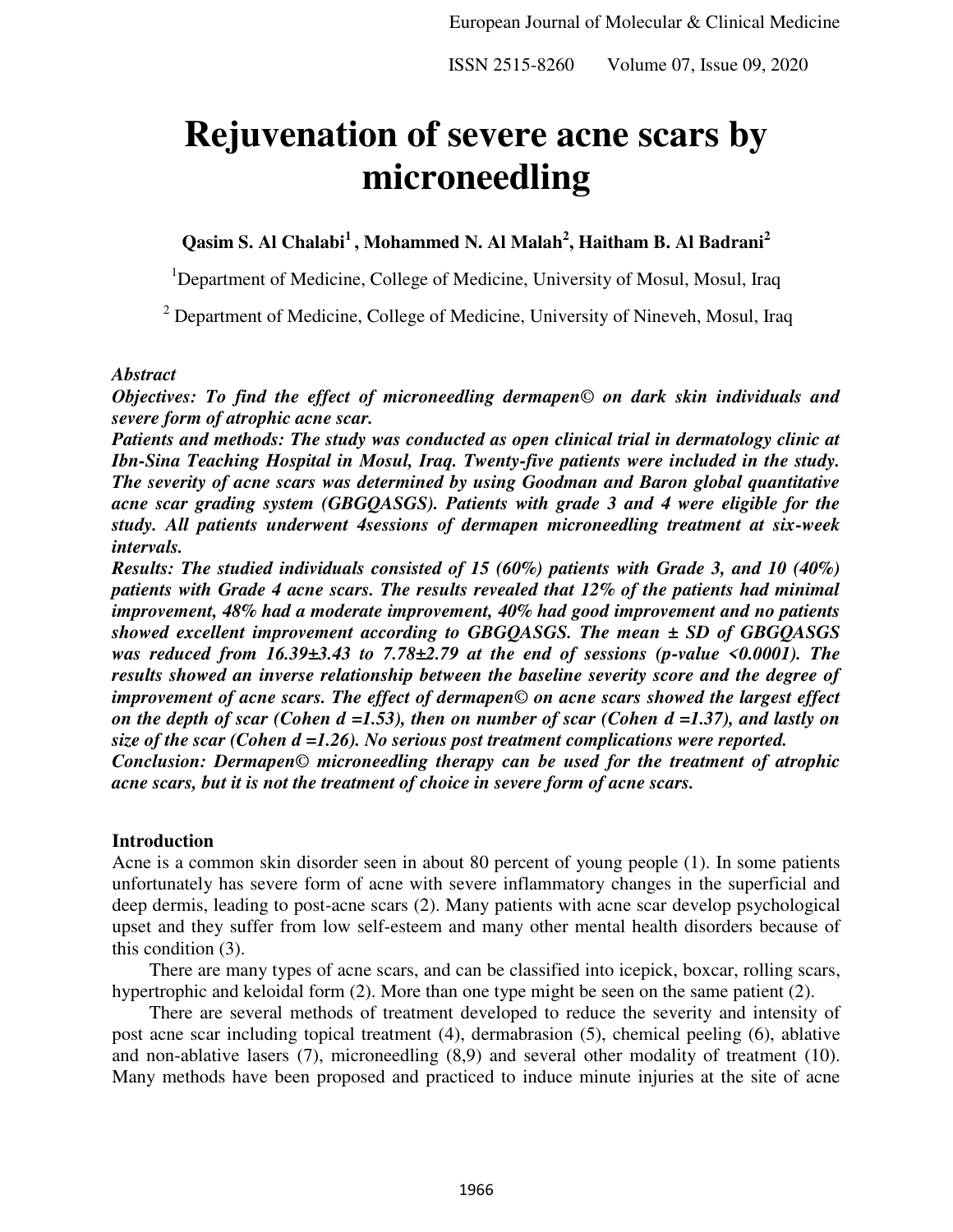# Rejuvenation of severe acne scars by microneedling

**Qasim S. Al Chalabi[1], Mohammed N. Al Malah[2], Haitham B. Al Badrani[2]**

[1]Department of Medicine, College of Medicine, University of Mosul, Mosul, Iraq

[2] Department of Medicine, College of Medicine, University of Nineveh, Mosul, Iraq

***Abstract***

***Objectives: To find the effect of microneedling dermapen© on dark skin individuals and severe form of atrophic acne scar.***

***Patients and methods: The study was conducted as open clinical trial in dermatology clinic at Ibn-Sina Teaching Hospital in Mosul, Iraq. Twenty-five patients were included in the study. The severity of acne scars was determined by using Goodman and Baron global quantitative acne scar grading system (GBGQASGS). Patients with grade 3 and 4 were eligible for the study. All patients underwent 4sessions of dermapen microneedling treatment at six-week intervals.***

***Results: The studied individuals consisted of 15 (60%) patients with Grade 3, and 10 (40%) patients with Grade 4 acne scars. The results revealed that 12% of the patients had minimal improvement, 48% had a moderate improvement, 40% had good improvement and no patients showed excellent improvement according to GBGQASGS. The mean ± SD of GBGQASGS was reduced from 16.39±3.43 to 7.78±2.79 at the end of sessions (p-value <0.0001). The results showed an inverse relationship between the baseline severity score and the degree of improvement of acne scars. The effect of dermapen© on acne scars showed the largest effect on the depth of scar (Cohen d =1.53), then on number of scar (Cohen d =1.37), and lastly on size of the scar (Cohen d =1.26). No serious post treatment complications were reported.***

***Conclusion: Dermapen© microneedling therapy can be used for the treatment of atrophic acne scars, but it is not the treatment of choice in severe form of acne scars.***

## Introduction

Acne is a common skin disorder seen in about 80 percent of young people (1). In some patients unfortunately has severe form of acne with severe inflammatory changes in the superficial and deep dermis, leading to post-acne scars (2). Many patients with acne scar develop psychological upset and they suffer from low self-esteem and many other mental health disorders because of this condition (3).

There are many types of acne scars, and can be classified into icepick, boxcar, rolling scars, hypertrophic and keloidal form (2). More than one type might be seen on the same patient (2).

There are several methods of treatment developed to reduce the severity and intensity of post acne scar including topical treatment (4), dermabrasion (5), chemical peeling (6), ablative and non-ablative lasers (7), microneedling (8,9) and several other modality of treatment (10). Many methods have been proposed and practiced to induce minute injuries at the site of acne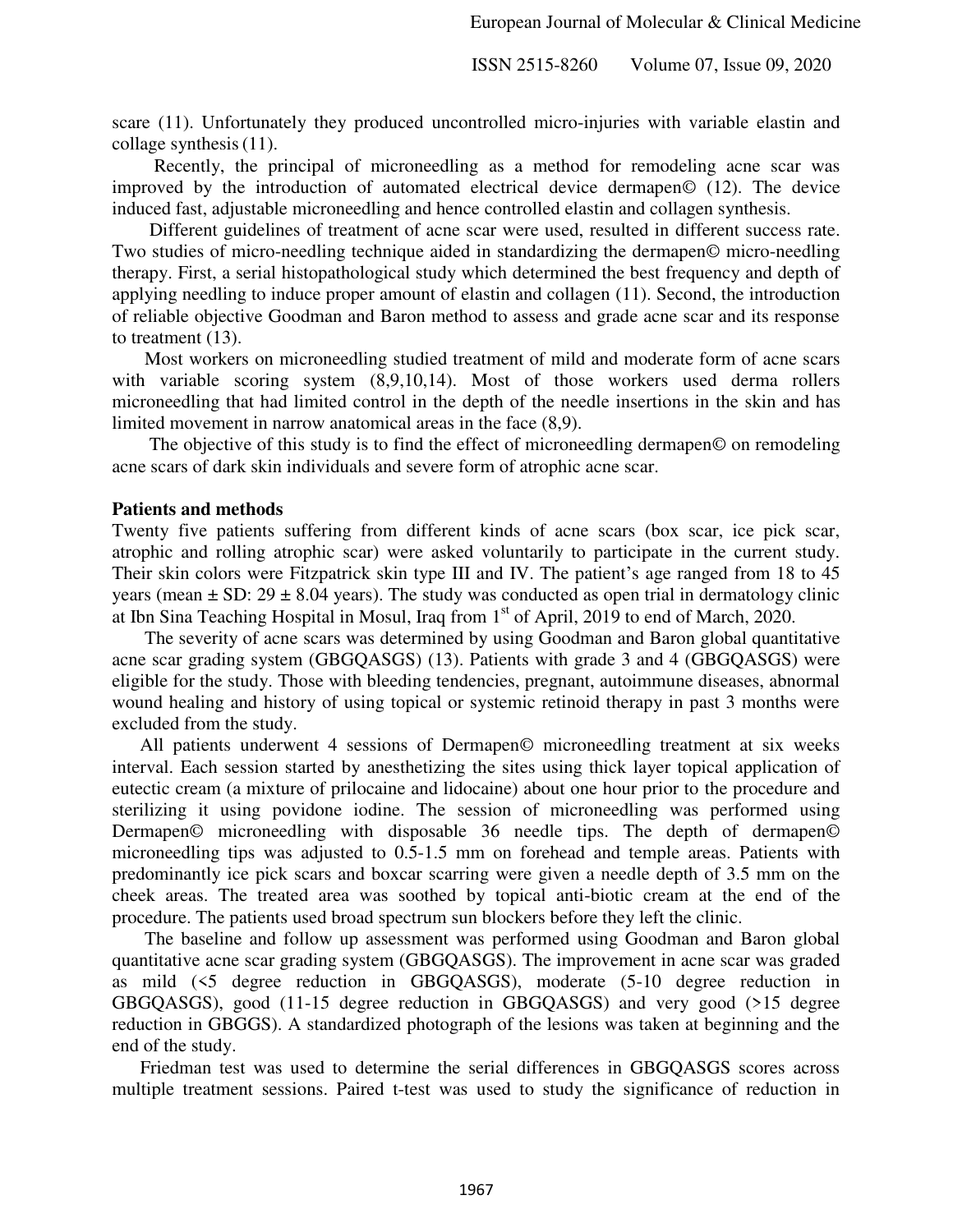scare (11). Unfortunately they produced uncontrolled micro-injuries with variable elastin and collage synthesis (11).

Recently, the principal of microneedling as a method for remodeling acne scar was improved by the introduction of automated electrical device dermapen© (12). The device induced fast, adjustable microneedling and hence controlled elastin and collagen synthesis.

Different guidelines of treatment of acne scar were used, resulted in different success rate. Two studies of micro-needling technique aided in standardizing the dermapen© micro-needling therapy. First, a serial histopathological study which determined the best frequency and depth of applying needling to induce proper amount of elastin and collagen (11). Second, the introduction of reliable objective Goodman and Baron method to assess and grade acne scar and its response to treatment (13).

Most workers on microneedling studied treatment of mild and moderate form of acne scars with variable scoring system (8,9,10,14). Most of those workers used derma rollers microneedling that had limited control in the depth of the needle insertions in the skin and has limited movement in narrow anatomical areas in the face (8,9).

The objective of this study is to find the effect of microneedling dermapen© on remodeling acne scars of dark skin individuals and severe form of atrophic acne scar.

## Patients and methods

Twenty five patients suffering from different kinds of acne scars (box scar, ice pick scar, atrophic and rolling atrophic scar) were asked voluntarily to participate in the current study. Their skin colors were Fitzpatrick skin type III and IV. The patient's age ranged from 18 to 45 years (mean ± SD: 29 ± 8.04 years). The study was conducted as open trial in dermatology clinic at Ibn Sina Teaching Hospital in Mosul, Iraq from 1st of April, 2019 to end of March, 2020.

The severity of acne scars was determined by using Goodman and Baron global quantitative acne scar grading system (GBGQASGS) (13). Patients with grade 3 and 4 (GBGQASGS) were eligible for the study. Those with bleeding tendencies, pregnant, autoimmune diseases, abnormal wound healing and history of using topical or systemic retinoid therapy in past 3 months were excluded from the study.

All patients underwent 4 sessions of Dermapen© microneedling treatment at six weeks interval. Each session started by anesthetizing the sites using thick layer topical application of eutectic cream (a mixture of prilocaine and lidocaine) about one hour prior to the procedure and sterilizing it using povidone iodine. The session of microneedling was performed using Dermapen© microneedling with disposable 36 needle tips. The depth of dermapen© microneedling tips was adjusted to 0.5-1.5 mm on forehead and temple areas. Patients with predominantly ice pick scars and boxcar scarring were given a needle depth of 3.5 mm on the cheek areas. The treated area was soothed by topical anti-biotic cream at the end of the procedure. The patients used broad spectrum sun blockers before they left the clinic.

The baseline and follow up assessment was performed using Goodman and Baron global quantitative acne scar grading system (GBGQASGS). The improvement in acne scar was graded as mild (<5 degree reduction in GBGQASGS), moderate (5-10 degree reduction in GBGQASGS), good (11-15 degree reduction in GBGQASGS) and very good (>15 degree reduction in GBGGS). A standardized photograph of the lesions was taken at beginning and the end of the study.

Friedman test was used to determine the serial differences in GBGQASGS scores across multiple treatment sessions. Paired t-test was used to study the significance of reduction in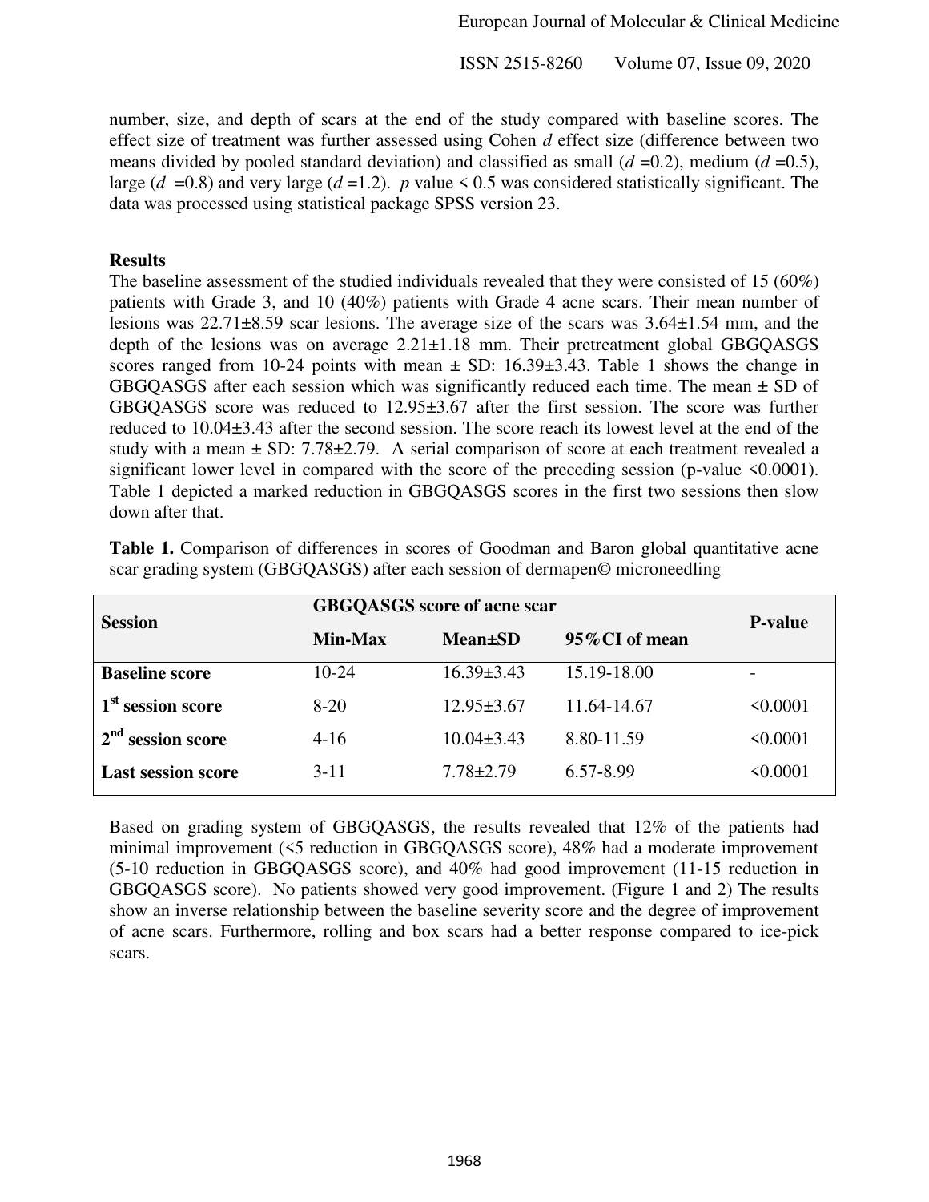number, size, and depth of scars at the end of the study compared with baseline scores. The effect size of treatment was further assessed using Cohen *d* effect size (difference between two means divided by pooled standard deviation) and classified as small ($d$ =0.2), medium ($d$ =0.5), large ($d$ =0.8) and very large ($d$ =1.2). $p$ value < 0.5 was considered statistically significant. The data was processed using statistical package SPSS version 23.

## Results

The baseline assessment of the studied individuals revealed that they were consisted of 15 (60%) patients with Grade 3, and 10 (40%) patients with Grade 4 acne scars. Their mean number of lesions was 22.71±8.59 scar lesions. The average size of the scars was 3.64±1.54 mm, and the depth of the lesions was on average 2.21±1.18 mm. Their pretreatment global GBGQASGS scores ranged from 10-24 points with mean ± SD: 16.39±3.43. Table 1 shows the change in GBGQASGS after each session which was significantly reduced each time. The mean ± SD of GBGQASGS score was reduced to 12.95±3.67 after the first session. The score was further reduced to 10.04±3.43 after the second session. The score reach its lowest level at the end of the study with a mean ± SD: 7.78±2.79. A serial comparison of score at each treatment revealed a significant lower level in compared with the score of the preceding session (p-value <0.0001). Table 1 depicted a marked reduction in GBGQASGS scores in the first two sessions then slow down after that.

**Table 1.** Comparison of differences in scores of Goodman and Baron global quantitative acne scar grading system (GBGQASGS) after each session of dermapen© microneedling

| Session | GBGQASGS score of acne scar | | | P-value |
|---|---|---|---|---|
| | Min-Max | Mean±SD | 95%CI of mean | |
| **Baseline score** | 10-24 | 16.39±3.43 | 15.19-18.00 | - |
| **1st session score** | 8-20 | 12.95±3.67 | 11.64-14.67 | <0.0001 |
| **2nd session score** | 4-16 | 10.04±3.43 | 8.80-11.59 | <0.0001 |
| **Last session score** | 3-11 | 7.78±2.79 | 6.57-8.99 | <0.0001 |

Based on grading system of GBGQASGS, the results revealed that 12% of the patients had minimal improvement (<5 reduction in GBGQASGS score), 48% had a moderate improvement (5-10 reduction in GBGQASGS score), and 40% had good improvement (11-15 reduction in GBGQASGS score). No patients showed very good improvement. (Figure 1 and 2) The results show an inverse relationship between the baseline severity score and the degree of improvement of acne scars. Furthermore, rolling and box scars had a better response compared to ice-pick scars.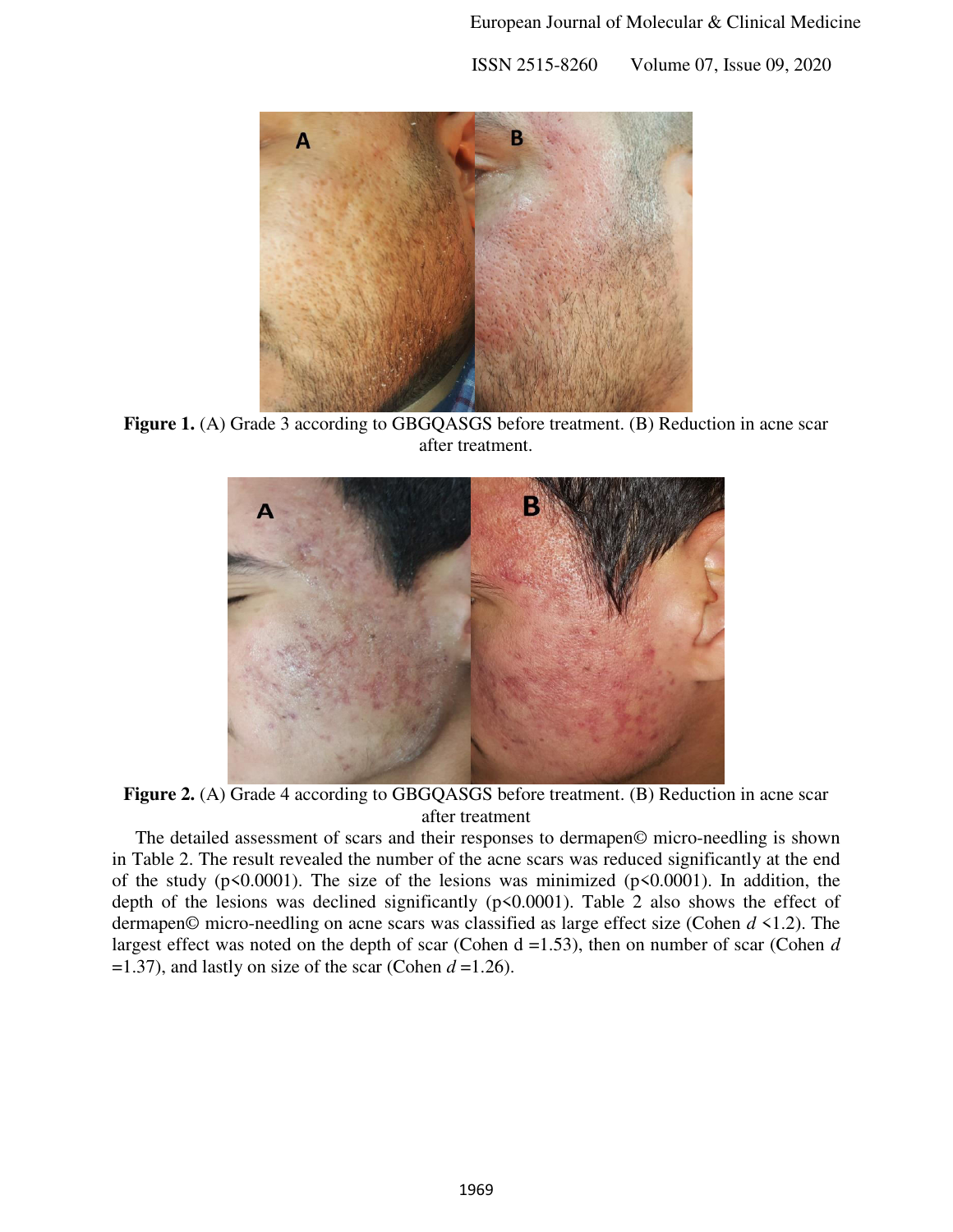**Figure 1.** (A) Grade 3 according to GBGQASGS before treatment. (B) Reduction in acne scar after treatment.

**Figure 2.** (A) Grade 4 according to GBGQASGS before treatment. (B) Reduction in acne scar after treatment

The detailed assessment of scars and their responses to dermapen© micro-needling is shown in Table 2. The result revealed the number of the acne scars was reduced significantly at the end of the study ($p<0.0001$). The size of the lesions was minimized ($p<0.0001$). In addition, the depth of the lesions was declined significantly ($p<0.0001$). Table 2 also shows the effect of dermapen© micro-needling on acne scars was classified as large effect size (Cohen $d$ <1.2). The largest effect was noted on the depth of scar (Cohen d =1.53), then on number of scar (Cohen $d$ =1.37), and lastly on size of the scar (Cohen $d$ =1.26).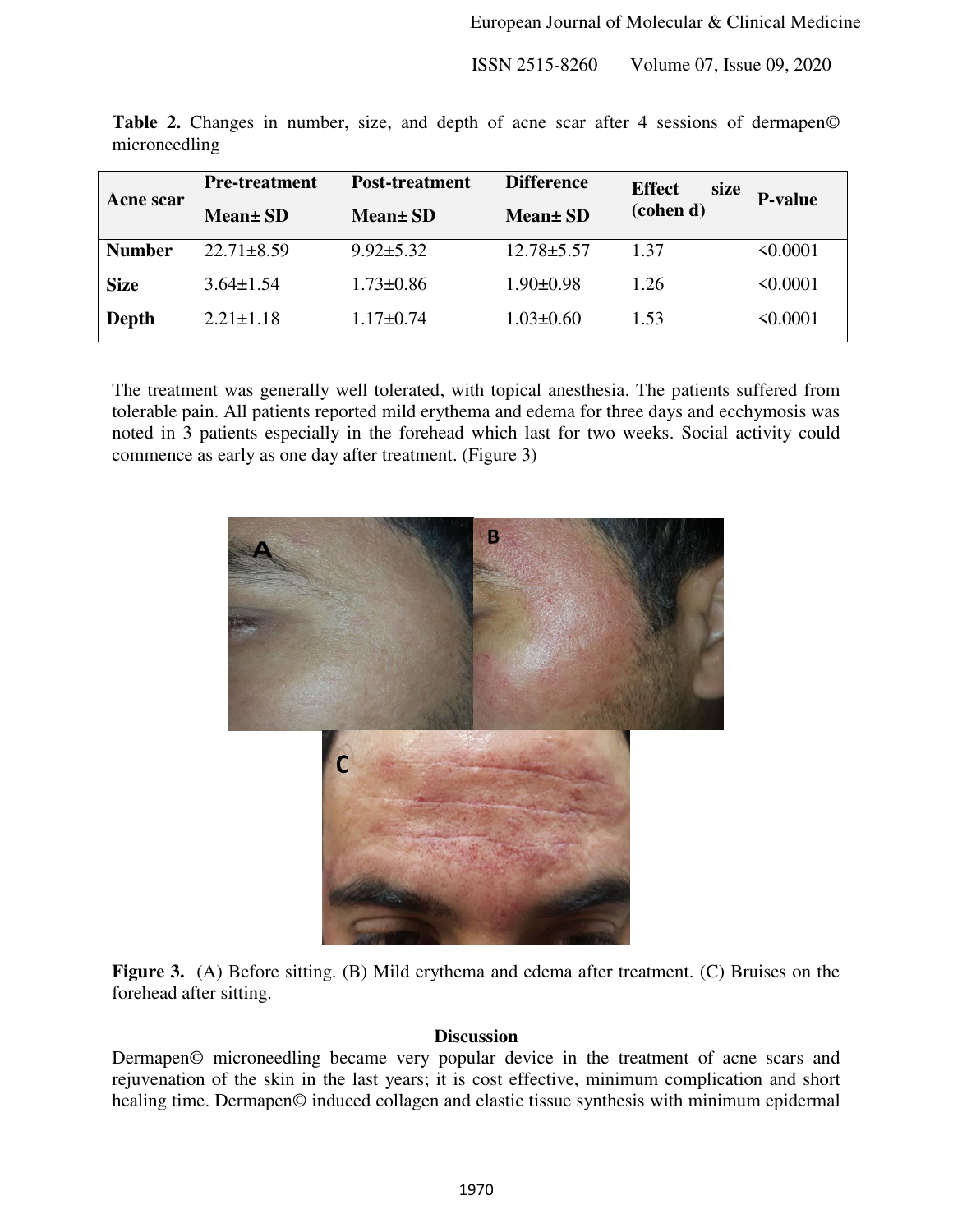**Table 2.** Changes in number, size, and depth of acne scar after 4 sessions of dermapen© microneedling

| Acne scar | Pre-treatment Mean± SD | Post-treatment Mean± SD | Difference Mean± SD | Effect size (cohen d) | P-value |
|---|---|---|---|---|---|
| **Number** | 22.71±8.59 | 9.92±5.32 | 12.78±5.57 | 1.37 | <0.0001 |
| **Size** | 3.64±1.54 | 1.73±0.86 | 1.90±0.98 | 1.26 | <0.0001 |
| **Depth** | 2.21±1.18 | 1.17±0.74 | 1.03±0.60 | 1.53 | <0.0001 |

The treatment was generally well tolerated, with topical anesthesia. The patients suffered from tolerable pain. All patients reported mild erythema and edema for three days and ecchymosis was noted in 3 patients especially in the forehead which last for two weeks. Social activity could commence as early as one day after treatment. (Figure 3)

**Figure 3.** (A) Before sitting. (B) Mild erythema and edema after treatment. (C) Bruises on the forehead after sitting.

**Discussion**

Dermapen© microneedling became very popular device in the treatment of acne scars and rejuvenation of the skin in the last years; it is cost effective, minimum complication and short healing time. Dermapen© induced collagen and elastic tissue synthesis with minimum epidermal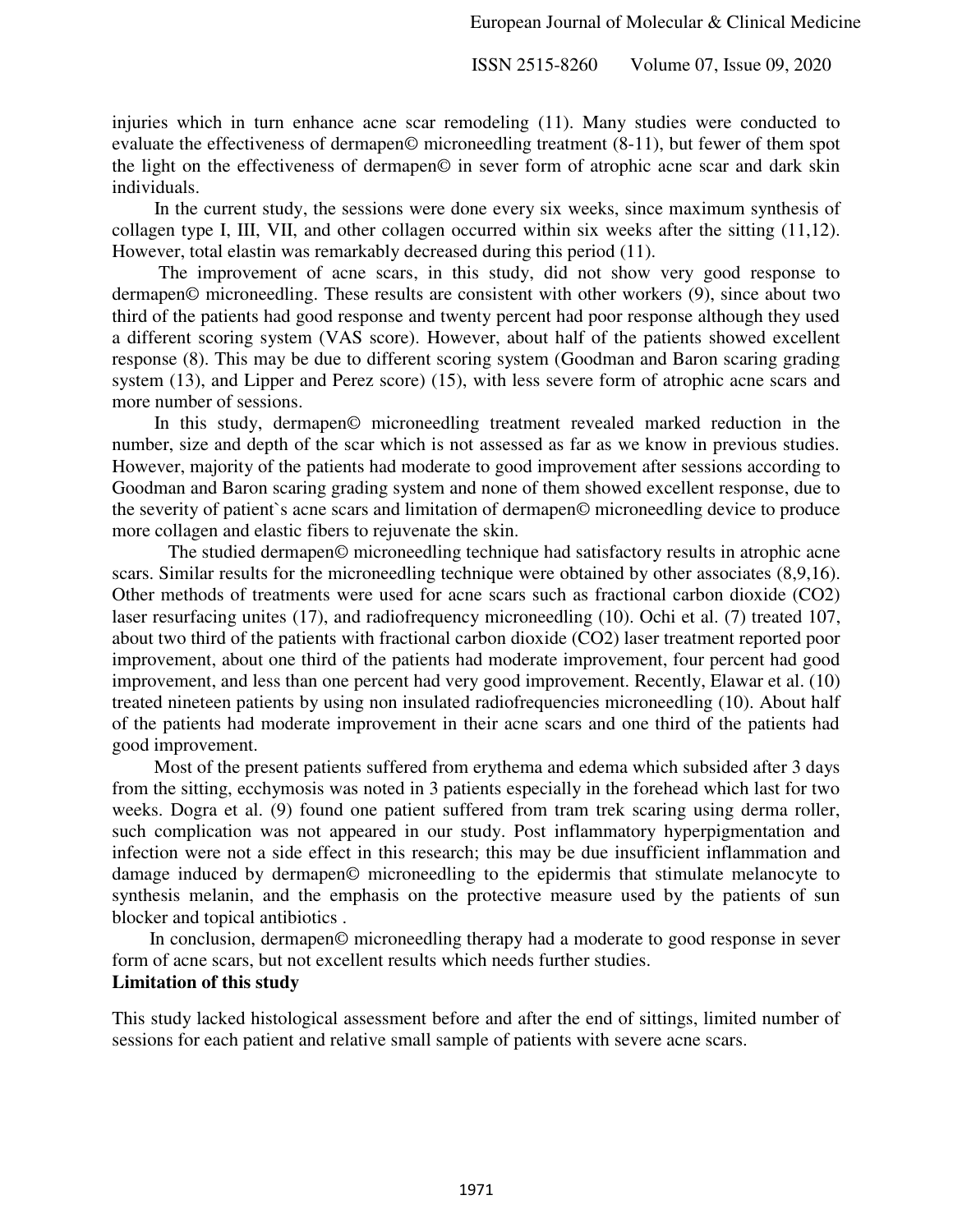injuries which in turn enhance acne scar remodeling (11). Many studies were conducted to evaluate the effectiveness of dermapen© microneedling treatment (8-11), but fewer of them spot the light on the effectiveness of dermapen© in sever form of atrophic acne scar and dark skin individuals.

In the current study, the sessions were done every six weeks, since maximum synthesis of collagen type I, III, VII, and other collagen occurred within six weeks after the sitting (11,12). However, total elastin was remarkably decreased during this period (11).

The improvement of acne scars, in this study, did not show very good response to dermapen© microneedling. These results are consistent with other workers (9), since about two third of the patients had good response and twenty percent had poor response although they used a different scoring system (VAS score). However, about half of the patients showed excellent response (8). This may be due to different scoring system (Goodman and Baron scaring grading system (13), and Lipper and Perez score) (15), with less severe form of atrophic acne scars and more number of sessions.

In this study, dermapen© microneedling treatment revealed marked reduction in the number, size and depth of the scar which is not assessed as far as we know in previous studies. However, majority of the patients had moderate to good improvement after sessions according to Goodman and Baron scaring grading system and none of them showed excellent response, due to the severity of patient`s acne scars and limitation of dermapen© microneedling device to produce more collagen and elastic fibers to rejuvenate the skin.

The studied dermapen© microneedling technique had satisfactory results in atrophic acne scars. Similar results for the microneedling technique were obtained by other associates (8,9,16). Other methods of treatments were used for acne scars such as fractional carbon dioxide ($CO_2$) laser resurfacing unites (17), and radiofrequency microneedling (10). Ochi et al. (7) treated 107, about two third of the patients with fractional carbon dioxide ($CO_2$) laser treatment reported poor improvement, about one third of the patients had moderate improvement, four percent had good improvement, and less than one percent had very good improvement. Recently, Elawar et al. (10) treated nineteen patients by using non insulated radiofrequencies microneedling (10). About half of the patients had moderate improvement in their acne scars and one third of the patients had good improvement.

Most of the present patients suffered from erythema and edema which subsided after 3 days from the sitting, ecchymosis was noted in 3 patients especially in the forehead which last for two weeks. Dogra et al. (9) found one patient suffered from tram trek scaring using derma roller, such complication was not appeared in our study. Post inflammatory hyperpigmentation and infection were not a side effect in this research; this may be due insufficient inflammation and damage induced by dermapen© microneedling to the epidermis that stimulate melanocyte to synthesis melanin, and the emphasis on the protective measure used by the patients of sun blocker and topical antibiotics .

In conclusion, dermapen© microneedling therapy had a moderate to good response in sever form of acne scars, but not excellent results which needs further studies.

**Limitation of this study**

This study lacked histological assessment before and after the end of sittings, limited number of sessions for each patient and relative small sample of patients with severe acne scars.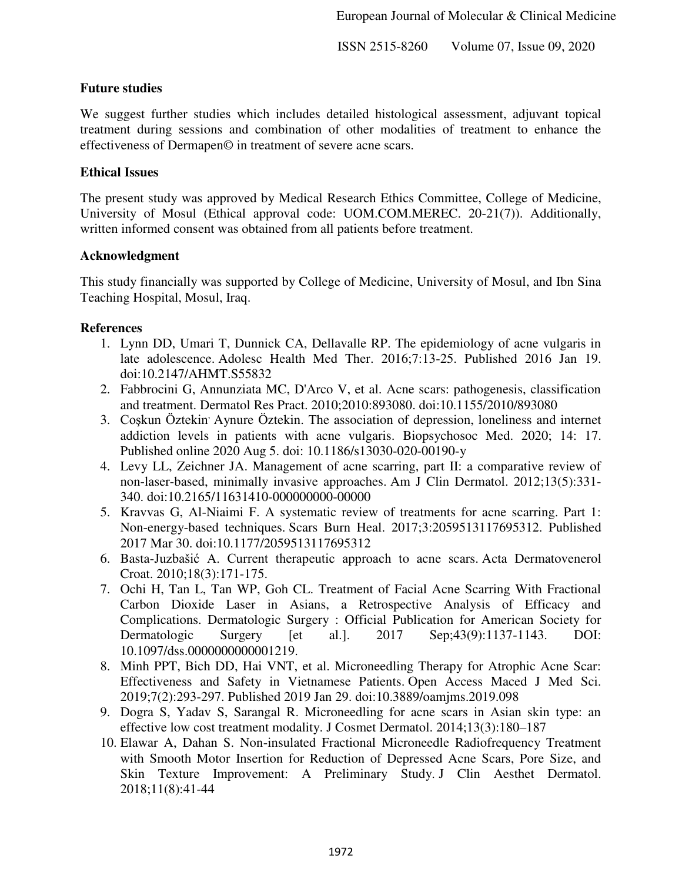## Future studies

We suggest further studies which includes detailed histological assessment, adjuvant topical treatment during sessions and combination of other modalities of treatment to enhance the effectiveness of Dermapen© in treatment of severe acne scars.

## Ethical Issues

The present study was approved by Medical Research Ethics Committee, College of Medicine, University of Mosul (Ethical approval code: UOM.COM.MEREC. 20-21(7)). Additionally, written informed consent was obtained from all patients before treatment.

## Acknowledgment

This study financially was supported by College of Medicine, University of Mosul, and Ibn Sina Teaching Hospital, Mosul, Iraq.

## References

1. Lynn DD, Umari T, Dunnick CA, Dellavalle RP. The epidemiology of acne vulgaris in late adolescence. Adolesc Health Med Ther. 2016;7:13-25. Published 2016 Jan 19. doi:10.2147/AHMT.S55832
2. Fabbrocini G, Annunziata MC, D'Arco V, et al. Acne scars: pathogenesis, classification and treatment. Dermatol Res Pract. 2010;2010:893080. doi:10.1155/2010/893080
3. Coşkun Öztekin˙ Aynure Öztekin. The association of depression, loneliness and internet addiction levels in patients with acne vulgaris. Biopsychosoc Med. 2020; 14: 17. Published online 2020 Aug 5. doi: 10.1186/s13030-020-00190-y
4. Levy LL, Zeichner JA. Management of acne scarring, part II: a comparative review of non-laser-based, minimally invasive approaches. Am J Clin Dermatol. 2012;13(5):331-340. doi:10.2165/11631410-000000000-00000
5. Kravvas G, Al-Niaimi F. A systematic review of treatments for acne scarring. Part 1: Non-energy-based techniques. Scars Burn Heal. 2017;3:2059513117695312. Published 2017 Mar 30. doi:10.1177/2059513117695312
6. Basta-Juzbašić A. Current therapeutic approach to acne scars. Acta Dermatovenerol Croat. 2010;18(3):171-175.
7. Ochi H, Tan L, Tan WP, Goh CL. Treatment of Facial Acne Scarring With Fractional Carbon Dioxide Laser in Asians, a Retrospective Analysis of Efficacy and Complications. Dermatologic Surgery : Official Publication for American Society for Dermatologic Surgery [et al.]. 2017 Sep;43(9):1137-1143. DOI: 10.1097/dss.0000000000001219.
8. Minh PPT, Bich DD, Hai VNT, et al. Microneedling Therapy for Atrophic Acne Scar: Effectiveness and Safety in Vietnamese Patients. Open Access Maced J Med Sci. 2019;7(2):293-297. Published 2019 Jan 29. doi:10.3889/oamjms.2019.098
9. Dogra S, Yadav S, Sarangal R. Microneedling for acne scars in Asian skin type: an effective low cost treatment modality. J Cosmet Dermatol. 2014;13(3):180–187
10. Elawar A, Dahan S. Non-insulated Fractional Microneedle Radiofrequency Treatment with Smooth Motor Insertion for Reduction of Depressed Acne Scars, Pore Size, and Skin Texture Improvement: A Preliminary Study. J Clin Aesthet Dermatol. 2018;11(8):41-44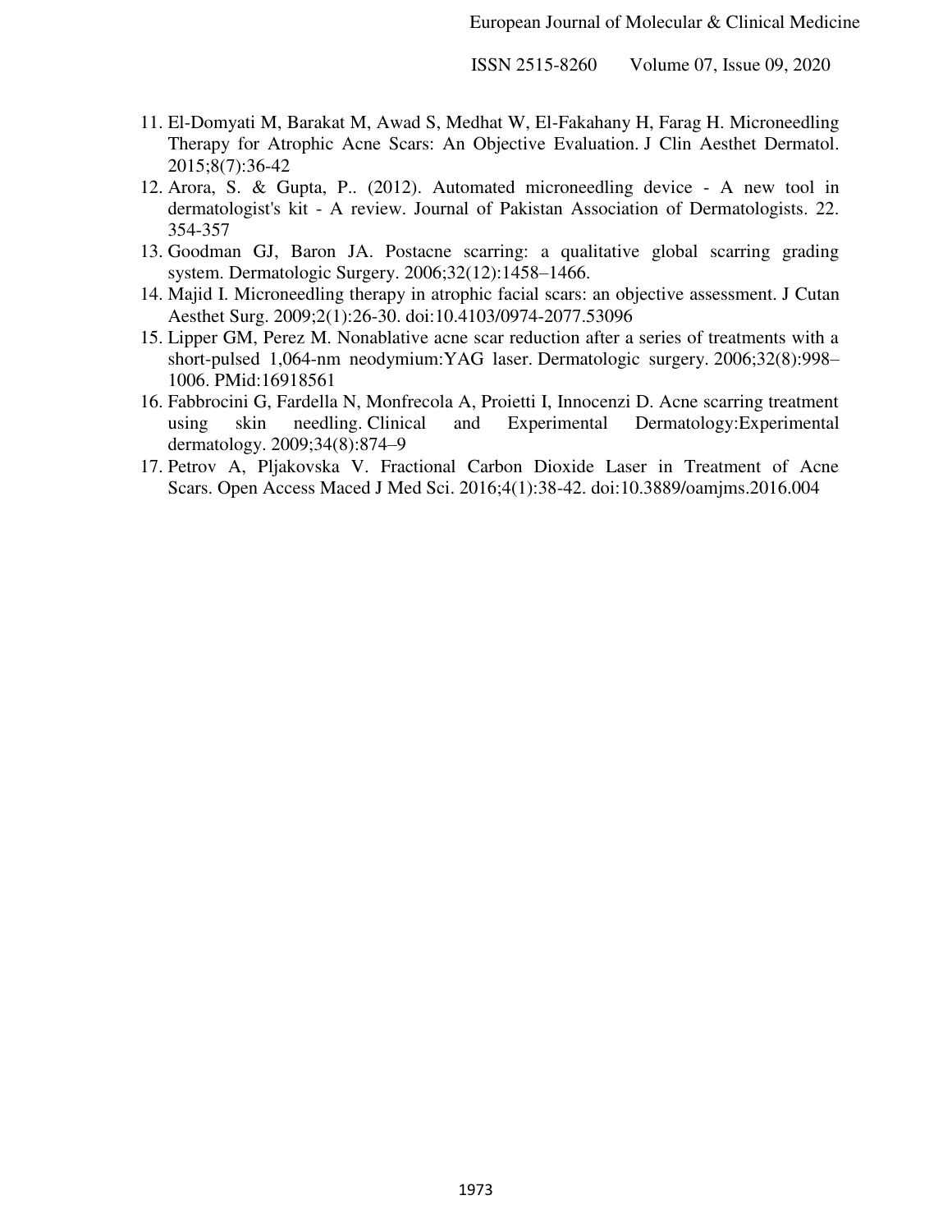11. El-Domyati M, Barakat M, Awad S, Medhat W, El-Fakahany H, Farag H. Microneedling Therapy for Atrophic Acne Scars: An Objective Evaluation. J Clin Aesthet Dermatol. 2015;8(7):36-42
12. Arora, S. & Gupta, P.. (2012). Automated microneedling device - A new tool in dermatologist's kit - A review. Journal of Pakistan Association of Dermatologists. 22. 354-357
13. Goodman GJ, Baron JA. Postacne scarring: a qualitative global scarring grading system. Dermatologic Surgery. 2006;32(12):1458–1466.
14. Majid I. Microneedling therapy in atrophic facial scars: an objective assessment. J Cutan Aesthet Surg. 2009;2(1):26-30. doi:10.4103/0974-2077.53096
15. Lipper GM, Perez M. Nonablative acne scar reduction after a series of treatments with a short-pulsed 1,064-nm neodymium:YAG laser. Dermatologic surgery. 2006;32(8):998–1006. PMid:16918561
16. Fabbrocini G, Fardella N, Monfrecola A, Proietti I, Innocenzi D. Acne scarring treatment using skin needling. Clinical and Experimental Dermatology:Experimental dermatology. 2009;34(8):874–9
17. Petrov A, Pljakovska V. Fractional Carbon Dioxide Laser in Treatment of Acne Scars. Open Access Maced J Med Sci. 2016;4(1):38-42. doi:10.3889/oamjms.2016.004